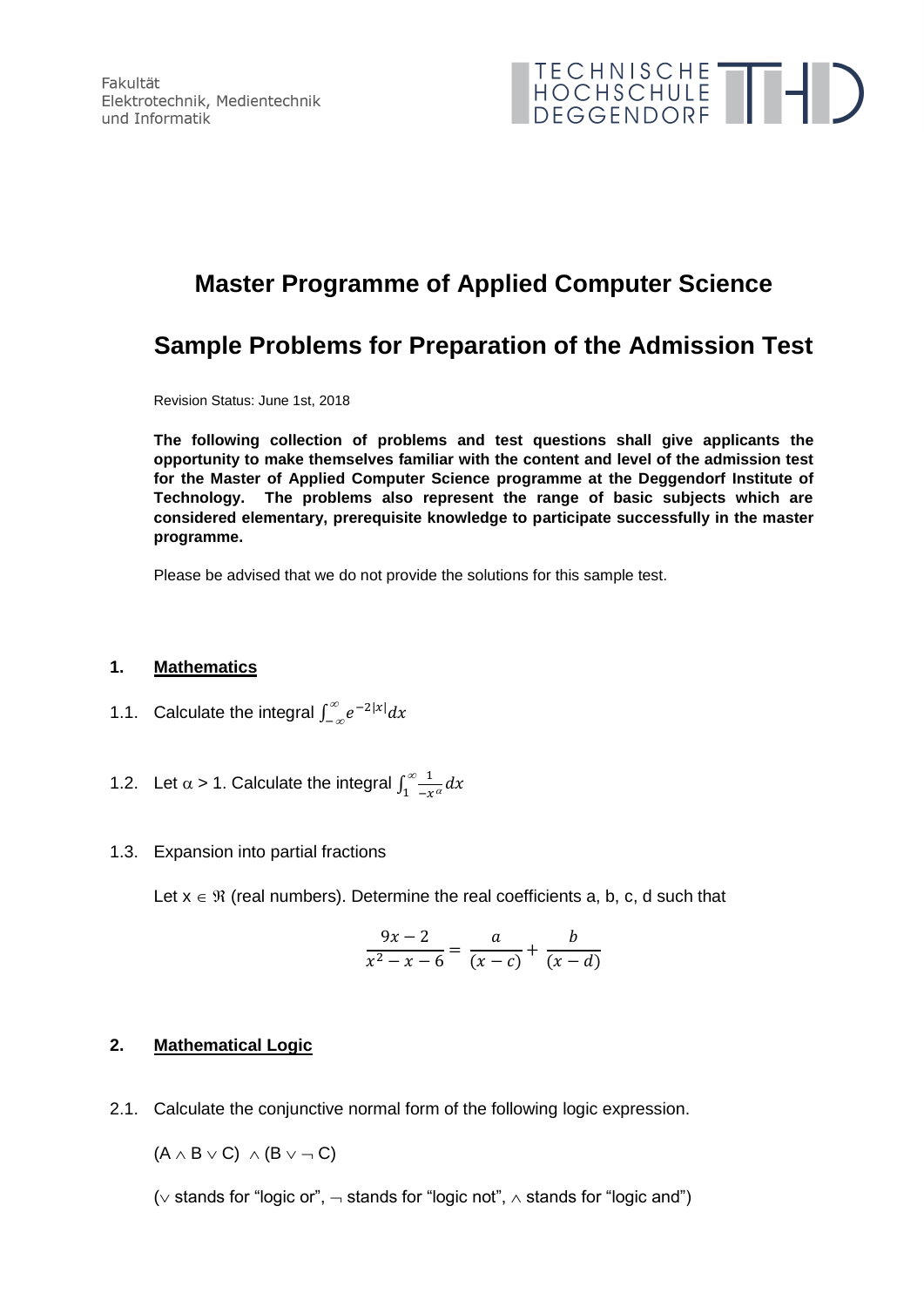Fakultät
Elektrotechnik, Medientechnik
und Informatik

TECHNISCHE HOCHSCHULE DEGGENDORF

# Master Programme of Applied Computer Science

# Sample Problems for Preparation of the Admission Test

Revision Status: June 1st, 2018

**The following collection of problems and test questions shall give applicants the opportunity to make themselves familiar with the content and level of the admission test for the Master of Applied Computer Science programme at the Deggendorf Institute of Technology. The problems also represent the range of basic subjects which are considered elementary, prerequisite knowledge to participate successfully in the master programme.**

Please be advised that we do not provide the solutions for this sample test.

## 1. <u>Mathematics</u>

1.1. Calculate the integral $\int_{-\infty}^{\infty} e^{-2|x|} dx$

1.2. Let $\alpha > 1$. Calculate the integral $\int_{1}^{\infty} \frac{1}{-x^{\alpha}} dx$

1.3. Expansion into partial fractions

Let $x \in \Re$ (real numbers). Determine the real coefficients a, b, c, d such that

$$\frac{9x-2}{x^2-x-6} = \frac{a}{(x-c)} + \frac{b}{(x-d)}$$

## 2. <u>Mathematical Logic</u>

2.1. Calculate the conjunctive normal form of the following logic expression.

$(A \wedge B \vee C) \wedge (B \vee \neg C)$

($\vee$ stands for "logic or", $\neg$ stands for "logic not", $\wedge$ stands for "logic and")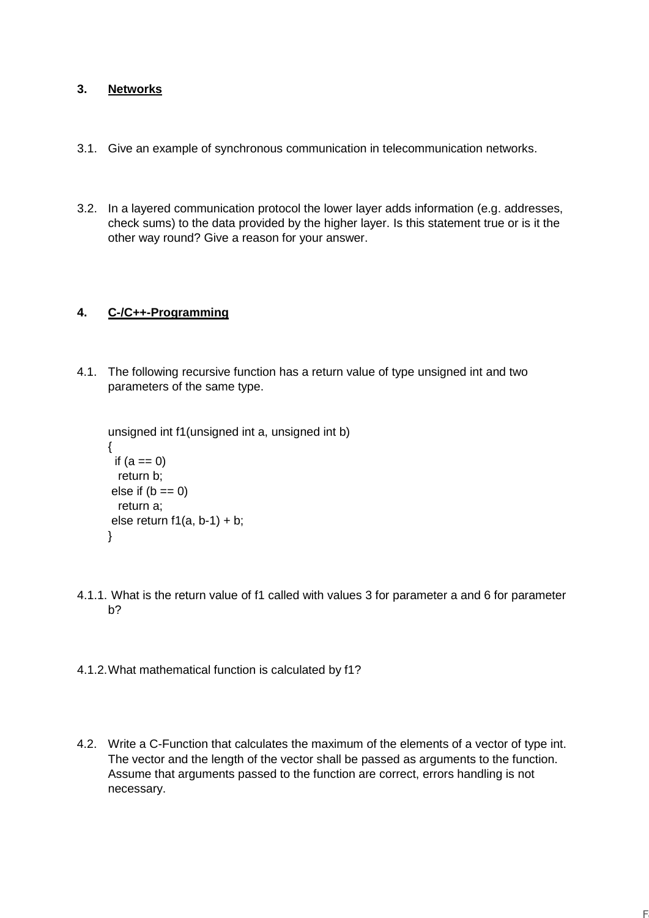## 3. Networks

3.1. Give an example of synchronous communication in telecommunication networks.

3.2. In a layered communication protocol the lower layer adds information (e.g. addresses, check sums) to the data provided by the higher layer. Is this statement true or is it the other way round? Give a reason for your answer.

## 4. C-/C++-Programming

4.1. The following recursive function has a return value of type unsigned int and two parameters of the same type.

```
unsigned int f1(unsigned int a, unsigned int b)
{
  if (a == 0)
   return b;
 else if (b == 0)
   return a;
 else return f1(a, b-1) + b;
}
```

4.1.1. What is the return value of f1 called with values 3 for parameter a and 6 for parameter b?

4.1.2. What mathematical function is calculated by f1?

4.2. Write a C-Function that calculates the maximum of the elements of a vector of type int. The vector and the length of the vector shall be passed as arguments to the function. Assume that arguments passed to the function are correct, errors handling is not necessary.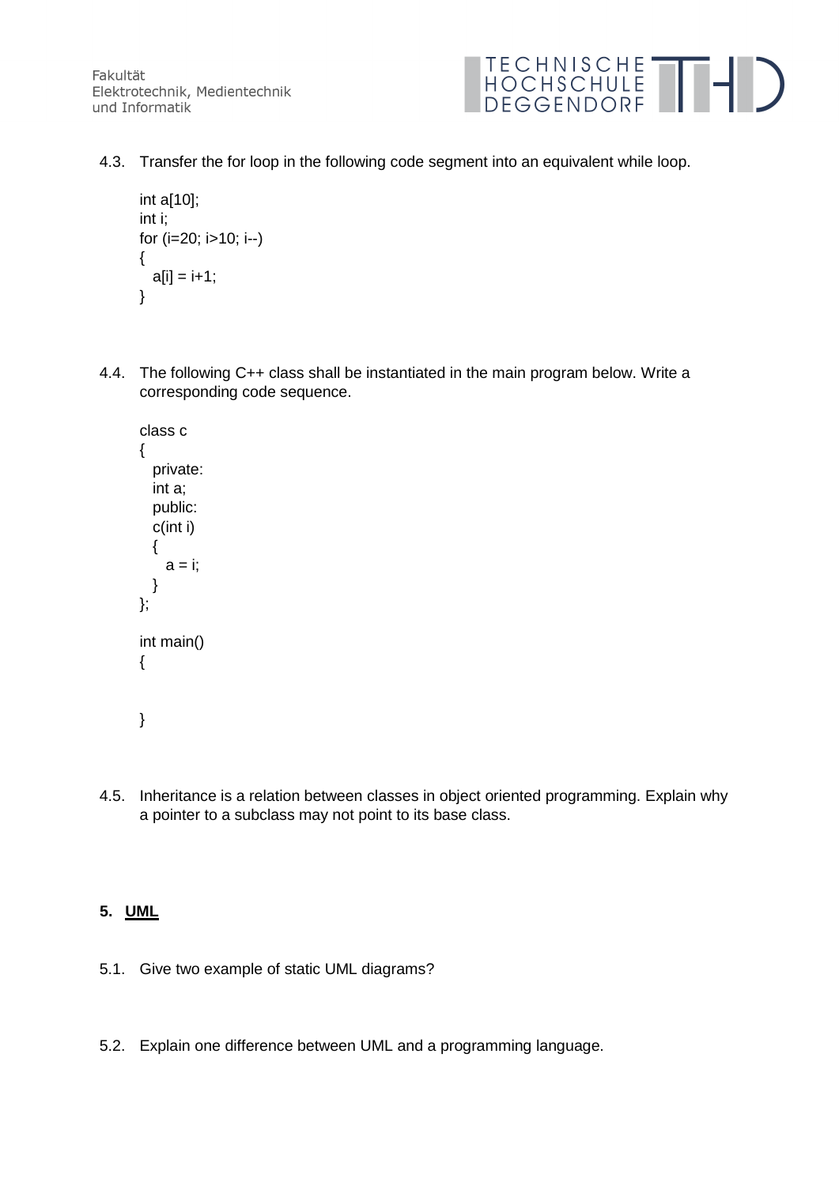4.3. Transfer the for loop in the following code segment into an equivalent while loop.

```
int a[10];
int i;
for (i=20; i>10; i--)
{
  a[i] = i+1;
}
```

4.4. The following C++ class shall be instantiated in the main program below. Write a corresponding code sequence.

```
class c
{
  private:
  int a;
  public:
  c(int i)
  {
    a = i;
  }
};

int main()
{


}
```

4.5. Inheritance is a relation between classes in object oriented programming. Explain why a pointer to a subclass may not point to its base class.

## 5. UML

5.1. Give two example of static UML diagrams?

5.2. Explain one difference between UML and a programming language.